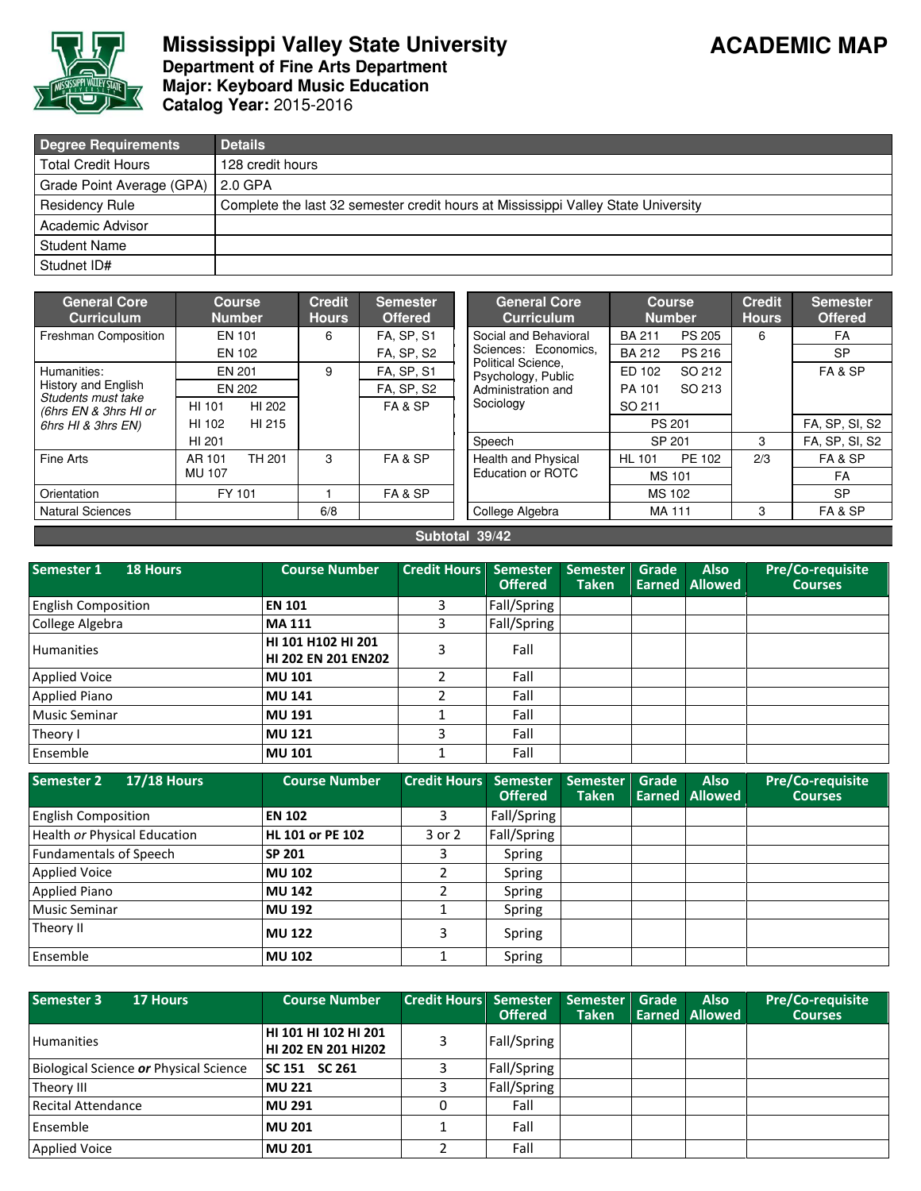# Mississippi Valley State University

**ACADEMIC MAP**

**Department of Fine Arts Department**
**Major: Keyboard Music Education**
**Catalog Year:** 2015-2016

| Degree Requirements | Details |
|---|---|
| Total Credit Hours | 128 credit hours |
| Grade Point Average (GPA) | 2.0 GPA |
| Residency Rule | Complete the last 32 semester credit hours at Mississippi Valley State University |
| Academic Advisor | |
| Student Name | |
| Studnet ID# | |

| General Core Curriculum | Course Number | Credit Hours | Semester Offered |
|---|---|---|---|
| Freshman Composition | EN 101 | 6 | FA, SP, S1 |
| | EN 102 | | FA, SP, S2 |
| Humanities: History and English *Students must take (6hrs EN & 3hrs HI or 6hrs HI & 3hrs EN)* | EN 201 | 9 | FA, SP, S1 |
| | EN 202 | | FA, SP, S2 |
| | HI 101 HI 202 HI 102 HI 215 HI 201 | | FA & SP |
| Fine Arts | AR 101 TH 201 MU 107 | 3 | FA & SP |
| Orientation | FY 101 | 1 | FA & SP |
| Natural Sciences | | 6/8 | |

| General Core Curriculum | Course Number | Credit Hours | Semester Offered |
|---|---|---|---|
| Social and Behavioral Sciences: Economics, Political Science, Psychology, Public Administration and Sociology | BA 211 PS 205 | 6 | FA |
| | BA 212 PS 216 | | SP |
| | ED 102 SO 212 PA 101 SO 213 SO 211 | | FA & SP |
| | PS 201 | | FA, SP, SI, S2 |
| Speech | SP 201 | 3 | FA, SP, SI, S2 |
| Health and Physical Education or ROTC | HL 101 PE 102 | 2/3 | FA & SP |
| | MS 101 | | FA |
| | MS 102 | | SP |
| College Algebra | MA 111 | 3 | FA & SP |

**Subtotal 39/42**

| Semester 1 18 Hours | Course Number | Credit Hours | Semester Offered | Semester Taken | Grade Earned | Also Allowed | Pre/Co-requisite Courses |
|---|---|---|---|---|---|---|---|
| English Composition | **EN 101** | 3 | Fall/Spring | | | | |
| College Algebra | **MA 111** | 3 | Fall/Spring | | | | |
| Humanities | **HI 101 H102 HI 201 HI 202 EN 201 EN202** | 3 | Fall | | | | |
| Applied Voice | **MU 101** | 2 | Fall | | | | |
| Applied Piano | **MU 141** | 2 | Fall | | | | |
| Music Seminar | **MU 191** | 1 | Fall | | | | |
| Theory I | **MU 121** | 3 | Fall | | | | |
| Ensemble | **MU 101** | 1 | Fall | | | | |

| Semester 2 17/18 Hours | Course Number | Credit Hours | Semester Offered | Semester Taken | Grade Earned | Also Allowed | Pre/Co-requisite Courses |
|---|---|---|---|---|---|---|---|
| English Composition | **EN 102** | 3 | Fall/Spring | | | | |
| Health *or* Physical Education | **HL 101 or PE 102** | 3 or 2 | Fall/Spring | | | | |
| Fundamentals of Speech | **SP 201** | 3 | Spring | | | | |
| Applied Voice | **MU 102** | 2 | Spring | | | | |
| Applied Piano | **MU 142** | 2 | Spring | | | | |
| Music Seminar | **MU 192** | 1 | Spring | | | | |
| Theory II | **MU 122** | 3 | Spring | | | | |
| Ensemble | **MU 102** | 1 | Spring | | | | |

| Semester 3 17 Hours | Course Number | Credit Hours | Semester Offered | Semester Taken | Grade Earned | Also Allowed | Pre/Co-requisite Courses |
|---|---|---|---|---|---|---|---|
| Humanities | **HI 101 HI 102 HI 201 HI 202 EN 201 HI202** | 3 | Fall/Spring | | | | |
| Biological Science ***or*** Physical Science | **SC 151 SC 261** | 3 | Fall/Spring | | | | |
| Theory III | **MU 221** | 3 | Fall/Spring | | | | |
| Recital Attendance | **MU 291** | 0 | Fall | | | | |
| Ensemble | **MU 201** | 1 | Fall | | | | |
| Applied Voice | **MU 201** | 2 | Fall | | | | |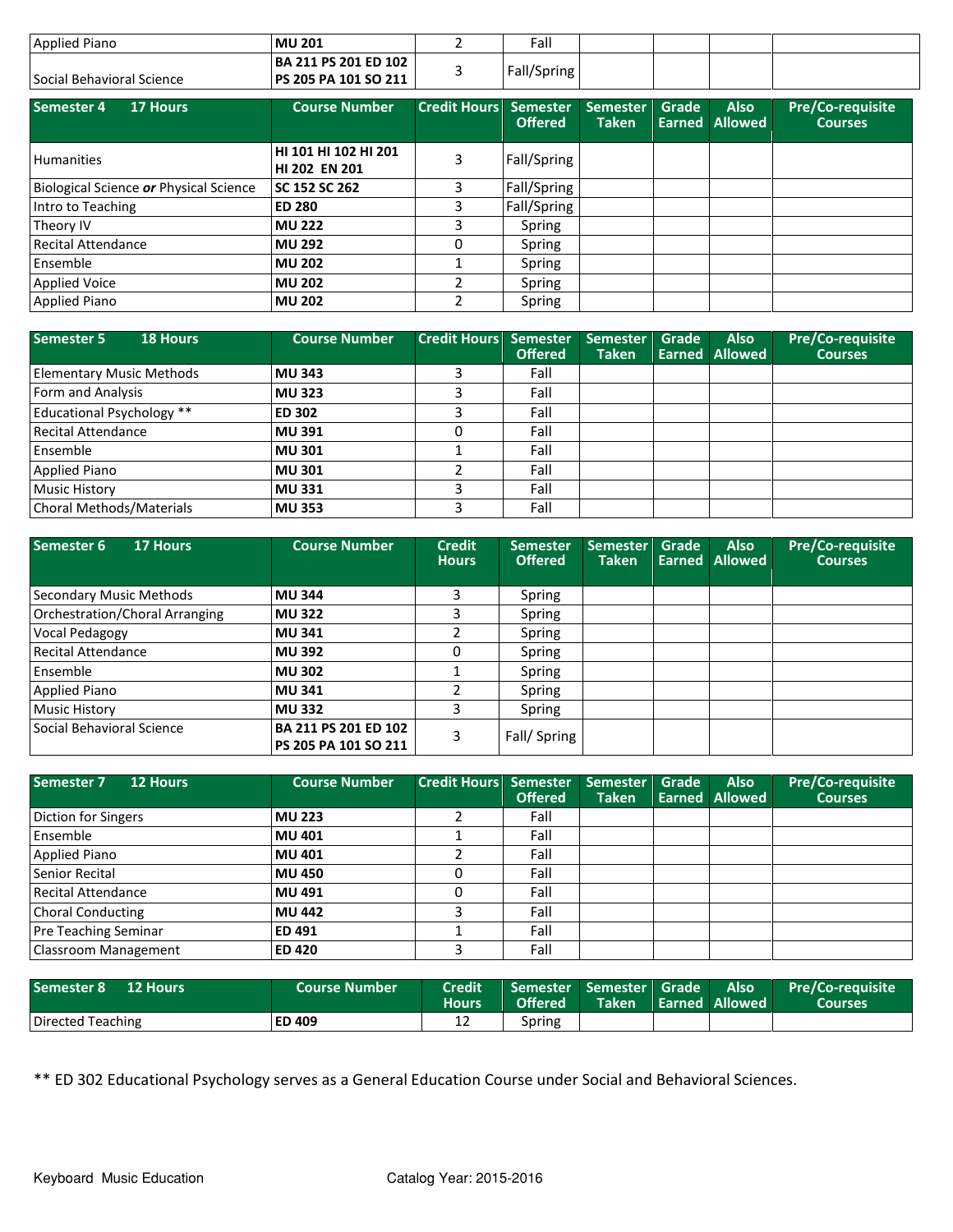| | | | | | | | |
|---|---|---|---|---|---|---|---|
| Applied Piano | **MU 201** | 2 | Fall | | | | |
| Social Behavioral Science | **BA 211 PS 201 ED 102 PS 205 PA 101 SO 211** | 3 | Fall/Spring | | | | |

| **Semester 4 17 Hours** | **Course Number** | **Credit Hours** | **Semester Offered** | **Semester Taken** | **Grade Earned** | **Also Allowed** | **Pre/Co-requisite Courses** |
|---|---|---|---|---|---|---|---|
| Humanities | **HI 101 HI 102 HI 201 HI 202 EN 201** | 3 | Fall/Spring | | | | |
| Biological Science ***or*** Physical Science | **SC 152 SC 262** | 3 | Fall/Spring | | | | |
| Intro to Teaching | **ED 280** | 3 | Fall/Spring | | | | |
| Theory IV | **MU 222** | 3 | Spring | | | | |
| Recital Attendance | **MU 292** | 0 | Spring | | | | |
| Ensemble | **MU 202** | 1 | Spring | | | | |
| Applied Voice | **MU 202** | 2 | Spring | | | | |
| Applied Piano | **MU 202** | 2 | Spring | | | | |

| **Semester 5 18 Hours** | **Course Number** | **Credit Hours** | **Semester Offered** | **Semester Taken** | **Grade Earned** | **Also Allowed** | **Pre/Co-requisite Courses** |
|---|---|---|---|---|---|---|---|
| Elementary Music Methods | **MU 343** | 3 | Fall | | | | |
| Form and Analysis | **MU 323** | 3 | Fall | | | | |
| Educational Psychology ** | **ED 302** | 3 | Fall | | | | |
| Recital Attendance | **MU 391** | 0 | Fall | | | | |
| Ensemble | **MU 301** | 1 | Fall | | | | |
| Applied Piano | **MU 301** | 2 | Fall | | | | |
| Music History | **MU 331** | 3 | Fall | | | | |
| Choral Methods/Materials | **MU 353** | 3 | Fall | | | | |

| **Semester 6 17 Hours** | **Course Number** | **Credit Hours** | **Semester Offered** | **Semester Taken** | **Grade Earned** | **Also Allowed** | **Pre/Co-requisite Courses** |
|---|---|---|---|---|---|---|---|
| Secondary Music Methods | **MU 344** | 3 | Spring | | | | |
| Orchestration/Choral Arranging | **MU 322** | 3 | Spring | | | | |
| Vocal Pedagogy | **MU 341** | 2 | Spring | | | | |
| Recital Attendance | **MU 392** | 0 | Spring | | | | |
| Ensemble | **MU 302** | 1 | Spring | | | | |
| Applied Piano | **MU 341** | 2 | Spring | | | | |
| Music History | **MU 332** | 3 | Spring | | | | |
| Social Behavioral Science | **BA 211 PS 201 ED 102 PS 205 PA 101 SO 211** | 3 | Fall/ Spring | | | | |

| **Semester 7 12 Hours** | **Course Number** | **Credit Hours** | **Semester Offered** | **Semester Taken** | **Grade Earned** | **Also Allowed** | **Pre/Co-requisite Courses** |
|---|---|---|---|---|---|---|---|
| Diction for Singers | **MU 223** | 2 | Fall | | | | |
| Ensemble | **MU 401** | 1 | Fall | | | | |
| Applied Piano | **MU 401** | 2 | Fall | | | | |
| Senior Recital | **MU 450** | 0 | Fall | | | | |
| Recital Attendance | **MU 491** | 0 | Fall | | | | |
| Choral Conducting | **MU 442** | 3 | Fall | | | | |
| Pre Teaching Seminar | **ED 491** | 1 | Fall | | | | |
| Classroom Management | **ED 420** | 3 | Fall | | | | |

| **Semester 8 12 Hours** | **Course Number** | **Credit Hours** | **Semester Offered** | **Semester Taken** | **Grade Earned** | **Also Allowed** | **Pre/Co-requisite Courses** |
|---|---|---|---|---|---|---|---|
| Directed Teaching | **ED 409** | 12 | Spring | | | | |

** ED 302 Educational Psychology serves as a General Education Course under Social and Behavioral Sciences.

Keyboard Music Education Catalog Year: 2015-2016